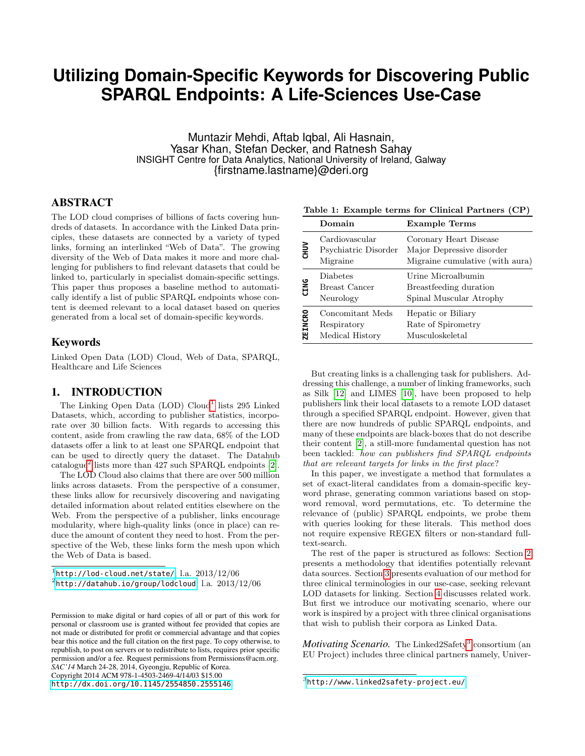# Utilizing Domain-Specific Keywords for Discovering Public SPARQL Endpoints: A Life-Sciences Use-Case

Muntazir Mehdi, Aftab Iqbal, Ali Hasnain,
Yasar Khan, Stefan Decker, and Ratnesh Sahay
INSIGHT Centre for Data Analytics, National University of Ireland, Galway
{firstname.lastname}@deri.org

## ABSTRACT

The LOD cloud comprises of billions of facts covering hundreds of datasets. In accordance with the Linked Data principles, these datasets are connected by a variety of typed links, forming an interlinked "Web of Data". The growing diversity of the Web of Data makes it more and more challenging for publishers to find relevant datasets that could be linked to, particularly in specialist domain-specific settings. This paper thus proposes a baseline method to automatically identify a list of public SPARQL endpoints whose content is deemed relevant to a local dataset based on queries generated from a local set of domain-specific keywords.

## Keywords

Linked Open Data (LOD) Cloud, Web of Data, SPARQL, Healthcare and Life Sciences

## 1. INTRODUCTION

The Linking Open Data (LOD) Cloud[1] lists 295 Linked Datasets, which, according to publisher statistics, incorporate over 30 billion facts. With regards to accessing this content, aside from crawling the raw data, 68% of the LOD datasets offer a link to at least one SPARQL endpoint that can be used to directly query the dataset. The Datahub catalogue[2] lists more than 427 such SPARQL endpoints [2].

The LOD Cloud also claims that there are over 500 million links across datasets. From the perspective of a consumer, these links allow for recursively discovering and navigating detailed information about related entities elsewhere on the Web. From the perspective of a publisher, links encourage modularity, where high-quality links (once in place) can reduce the amount of content they need to host. From the perspective of the Web, these links form the mesh upon which the Web of Data is based.

[1] http://lod-cloud.net/state/ l.a. 2013/12/06

[2] http://datahub.io/group/lodcloud l.a. 2013/12/06

Permission to make digital or hard copies of all or part of this work for personal or classroom use is granted without fee provided that copies are not made or distributed for profit or commercial advantage and that copies bear this notice and the full citation on the first page. To copy otherwise, to republish, to post on servers or to redistribute to lists, requires prior specific permission and/or a fee. Request permissions from Permissions@acm.org.
*SAC'14* March 24-28, 2014, Gyeongju, Republic of Korea.
Copyright 2014 ACM 978-1-4503-2469-4/14/03 $15.00
http://dx.doi.org/10.1145/2554850.2555146

**Table 1: Example terms for Clinical Partners (CP)**

| | Domain | Example Terms |
|---|---|---|
| CHUV | Cardiovascular | Coronary Heart Disease |
| | Psychiatric Disorder | Major Depressive disorder |
| | Migraine | Migraine cumulative (with aura) |
| CING | Diabetes | Urine Microalbumin |
| | Breast Cancer | Breastfeeding duration |
| | Neurology | Spinal Muscular Atrophy |
| ZEINCRO | Concomitant Meds | Hepatic or Biliary |
| | Respiratory | Rate of Spirometry |
| | Medical History | Musculoskeletal |

But creating links is a challenging task for publishers. Addressing this challenge, a number of linking frameworks, such as Silk [12] and LIMES [10], have been proposed to help publishers link their local datasets to a remote LOD dataset through a specified SPARQL endpoint. However, given that there are now hundreds of public SPARQL endpoints, and many of these endpoints are black-boxes that do not describe their content [2], a still-more fundamental question has not been tackled: *how can publishers find SPARQL endpoints that are relevant targets for links in the first place*?

In this paper, we investigate a method that formulates a set of exact-literal candidates from a domain-specific keyword phrase, generating common variations based on stop-word removal, word permutations, etc. To determine the relevance of (public) SPARQL endpoints, we probe them with queries looking for these literals. This method does not require expensive REGEX filters or non-standard full-text-search.

The rest of the paper is structured as follows: Section 2 presents a methodology that identifies potentially relevant data sources. Section 3 presents evaluation of our method for three clinical terminologies in our use-case, seeking relevant LOD datasets for linking. Section 4 discusses related work. But first we introduce our motivating scenario, where our work is inspired by a project with three clinical organisations that wish to publish their corpora as Linked Data.

*Motivating Scenario.* The Linked2Safety[3] consortium (an EU Project) includes three clinical partners namely, Univer-

[3] http://www.linked2safety-project.eu/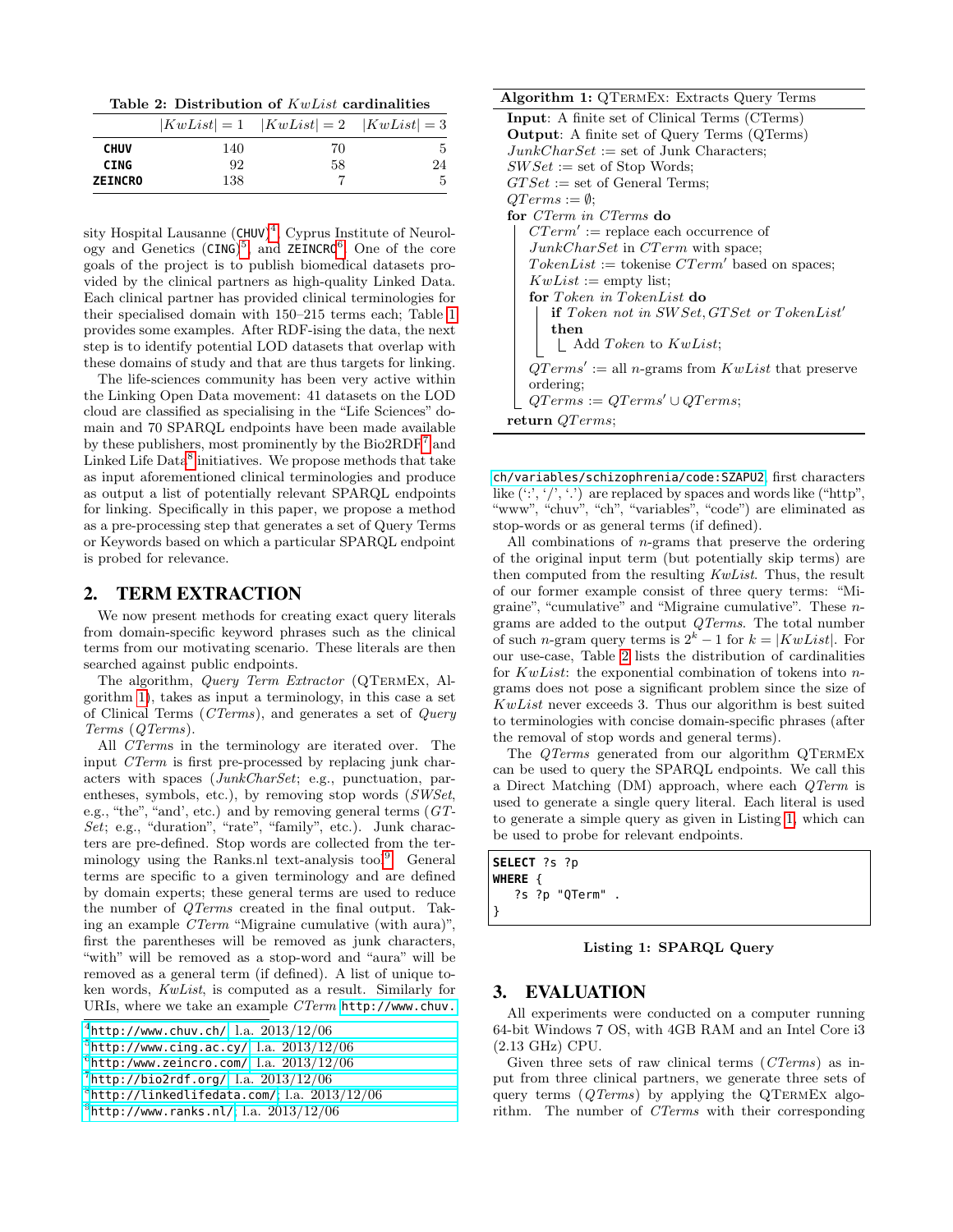Table 2: Distribution of $KwList$ cardinalities

| | $\|KwList\| = 1$ | $\|KwList\| = 2$ | $\|KwList\| = 3$ |
|---|---|---|---|
| **CHUV** | 140 | 70 | 5 |
| **CING** | 92 | 58 | 24 |
| **ZEINCRO** | 138 | 7 | 5 |

sity Hospital Lausanne (CHUV)[4], Cyprus Institute of Neurology and Genetics (CING)[5], and ZEINCRO[6]. One of the core goals of the project is to publish biomedical datasets provided by the clinical partners as high-quality Linked Data. Each clinical partner has provided clinical terminologies for their specialised domain with 150–215 terms each; Table 1 provides some examples. After RDF-ising the data, the next step is to identify potential LOD datasets that overlap with these domains of study and that are thus targets for linking.

The life-sciences community has been very active within the Linking Open Data movement: 41 datasets on the LOD cloud are classified as specialising in the "Life Sciences" domain and 70 SPARQL endpoints have been made available by these publishers, most prominently by the Bio2RDF[7] and Linked Life Data[8] initiatives. We propose methods that take as input aforementioned clinical terminologies and produce as output a list of potentially relevant SPARQL endpoints for linking. Specifically in this paper, we propose a method as a pre-processing step that generates a set of Query Terms or Keywords based on which a particular SPARQL endpoint is probed for relevance.

## 2. TERM EXTRACTION

We now present methods for creating exact query literals from domain-specific keyword phrases such as the clinical terms from our motivating scenario. These literals are then searched against public endpoints.

The algorithm, *Query Term Extractor* (QTermEx, Algorithm 1), takes as input a terminology, in this case a set of Clinical Terms (*CTerms*), and generates a set of *Query Terms* (*QTerms*).

All *CTerms* in the terminology are iterated over. The input *CTerm* is first pre-processed by replacing junk characters with spaces (*JunkCharSet*; e.g., punctuation, parentheses, symbols, etc.), by removing stop words (*SWSet*, e.g., "the", "and', etc.) and by removing general terms (*GTSet*; e.g., "duration", "rate", "family", etc.). Junk characters are pre-defined. Stop words are collected from the terminology using the Ranks.nl text-analysis tool[9]. General terms are specific to a given terminology and are defined by domain experts; these general terms are used to reduce the number of *QTerms* created in the final output. Taking an example *CTerm* "Migraine cumulative (with aura)", first the parentheses will be removed as junk characters, "with" will be removed as a stop-word and "aura" will be removed as a general term (if defined). A list of unique token words, *KwList*, is computed as a result. Similarly for URIs, where we take an example *CTerm* `http://www.chuv.ch/variables/schizophrenia/code:SZAPU2`, first characters like (':', '/', '.') are replaced by spaces and words like ("http", "www", "chuv", "ch", "variables", "code") are eliminated as stop-words or as general terms (if defined).

[4] http://www.chuv.ch/; l.a. 2013/12/06
[5] http://www.cing.ac.cy/; l.a. 2013/12/06
[6] http://www.zeincro.com/; l.a. 2013/12/06
[7] http://bio2rdf.org/; l.a. 2013/12/06
[8] http://linkedlifedata.com/; l.a. 2013/12/06
[9] http://www.ranks.nl/; l.a. 2013/12/06

**Algorithm 1:** QTermEx: Extracts Query Terms

**Input**: A finite set of Clinical Terms (CTerms)
**Output**: A finite set of Query Terms (QTerms)
$JunkCharSet$ := set of Junk Characters;
$SWSet$ := set of Stop Words;
$GTSet$ := set of General Terms;
$QTerms := \emptyset$;
**for** $CTerm$ *in* $CTerms$ **do**
  $CTerm'$ := replace each occurrence of $JunkCharSet$ in $CTerm$ with space;
  $TokenList$ := tokenise $CTerm'$ based on spaces;
  $KwList$ := empty list;
  **for** $Token$ *in* $TokenList$ **do**
    **if** $Token$ *not in* $SWSet, GTSet$ *or* $TokenList'$ **then**
      Add $Token$ to $KwList$;
  $QTerms'$ := all $n$-grams from $KwList$ that preserve ordering;
  $QTerms := QTerms' \cup QTerms$;
**return** $QTerms$;

All combinations of $n$-grams that preserve the ordering of the original input term (but potentially skip terms) are then computed from the resulting *KwList*. Thus, the result of our former example consist of three query terms: "Migraine", "cumulative" and "Migraine cumulative". These $n$-grams are added to the output *QTerms*. The total number of such $n$-gram query terms is $2^k - 1$ for $k = |KwList|$. For our use-case, Table 2 lists the distribution of cardinalities for *KwList*: the exponential combination of tokens into $n$-grams does not pose a significant problem since the size of *KwList* never exceeds 3. Thus our algorithm is best suited to terminologies with concise domain-specific phrases (after the removal of stop words and general terms).

The *QTerms* generated from our algorithm QTermEx can be used to query the SPARQL endpoints. We call this a Direct Matching (DM) approach, where each *QTerm* is used to generate a single query literal. Each literal is used to generate a simple query as given in Listing 1, which can be used to probe for relevant endpoints.

```
SELECT ?s ?p
WHERE {
   ?s ?p "QTerm" .
}
```

**Listing 1: SPARQL Query**

## 3. EVALUATION

All experiments were conducted on a computer running 64-bit Windows 7 OS, with 4GB RAM and an Intel Core i3 (2.13 GHz) CPU.

Given three sets of raw clinical terms (*CTerms*) as input from three clinical partners, we generate three sets of query terms (*QTerms*) by applying the QTermEx algorithm. The number of *CTerms* with their corresponding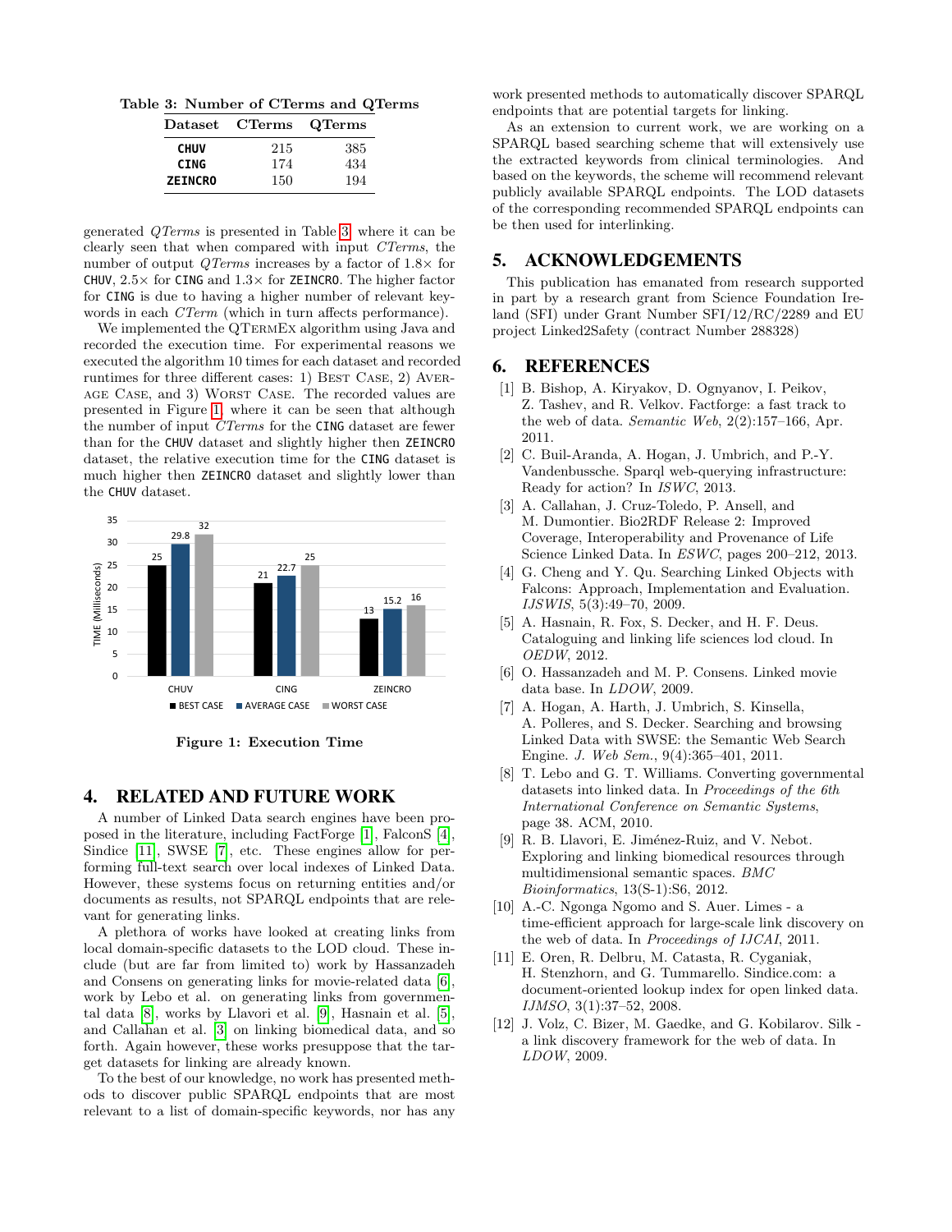Table 3: Number of CTerms and QTerms

| Dataset | CTerms | QTerms |
|---|---|---|
| CHUV | 215 | 385 |
| CING | 174 | 434 |
| ZEINCRO | 150 | 194 |

generated *QTerms* is presented in Table 3 where it can be clearly seen that when compared with input *CTerms*, the number of output *QTerms* increases by a factor of 1.8× for CHUV, 2.5× for CING and 1.3× for ZEINCRO. The higher factor for CING is due to having a higher number of relevant keywords in each *CTerm* (which in turn affects performance).

We implemented the QTermEx algorithm using Java and recorded the execution time. For experimental reasons we executed the algorithm 10 times for each dataset and recorded runtimes for three different cases: 1) Best Case, 2) Average Case, and 3) Worst Case. The recorded values are presented in Figure 1, where it can be seen that although the number of input *CTerms* for the CING dataset are fewer than for the CHUV dataset and slightly higher then ZEINCRO dataset, the relative execution time for the CING dataset is much higher then ZEINCRO dataset and slightly lower than the CHUV dataset.

TIME (Milliseconds)
0 5 10 15 20 25 30 35
CHUV: 25, 29.8, 32
CING: 21, 22.7, 25
ZEINCRO: 13, 15.2, 16
BEST CASE AVERAGE CASE WORST CASE

**Figure 1: Execution Time**

## 4. RELATED AND FUTURE WORK

A number of Linked Data search engines have been proposed in the literature, including FactForge [1], FalconS [4], Sindice [11], SWSE [7], etc. These engines allow for performing full-text search over local indexes of Linked Data. However, these systems focus on returning entities and/or documents as results, not SPARQL endpoints that are relevant for generating links.

A plethora of works have looked at creating links from local domain-specific datasets to the LOD cloud. These include (but are far from limited to) work by Hassanzadeh and Consens on generating links for movie-related data [6], work by Lebo et al. on generating links from governmental data [8], works by Llavori et al. [9], Hasnain et al. [5], and Callahan et al. [3] on linking biomedical data, and so forth. Again however, these works presuppose that the target datasets for linking are already known.

To the best of our knowledge, no work has presented methods to discover public SPARQL endpoints that are most relevant to a list of domain-specific keywords, nor has any work presented methods to automatically discover SPARQL endpoints that are potential targets for linking.

As an extension to current work, we are working on a SPARQL based searching scheme that will extensively use the extracted keywords from clinical terminologies. And based on the keywords, the scheme will recommend relevant publicly available SPARQL endpoints. The LOD datasets of the corresponding recommended SPARQL endpoints can be then used for interlinking.

## 5. ACKNOWLEDGEMENTS

This publication has emanated from research supported in part by a research grant from Science Foundation Ireland (SFI) under Grant Number SFI/12/RC/2289 and EU project Linked2Safety (contract Number 288328)

## 6. REFERENCES

[1] B. Bishop, A. Kiryakov, D. Ognyanov, I. Peikov, Z. Tashev, and R. Velkov. Factforge: a fast track to the web of data. *Semantic Web*, 2(2):157–166, Apr. 2011.

[2] C. Buil-Aranda, A. Hogan, J. Umbrich, and P.-Y. Vandenbussche. Sparql web-querying infrastructure: Ready for action? In *ISWC*, 2013.

[3] A. Callahan, J. Cruz-Toledo, P. Ansell, and M. Dumontier. Bio2RDF Release 2: Improved Coverage, Interoperability and Provenance of Life Science Linked Data. In *ESWC*, pages 200–212, 2013.

[4] G. Cheng and Y. Qu. Searching Linked Objects with Falcons: Approach, Implementation and Evaluation. *IJSWIS*, 5(3):49–70, 2009.

[5] A. Hasnain, R. Fox, S. Decker, and H. F. Deus. Cataloguing and linking life sciences lod cloud. In *OEDW*, 2012.

[6] O. Hassanzadeh and M. P. Consens. Linked movie data base. In *LDOW*, 2009.

[7] A. Hogan, A. Harth, J. Umbrich, S. Kinsella, A. Polleres, and S. Decker. Searching and browsing Linked Data with SWSE: the Semantic Web Search Engine. *J. Web Sem.*, 9(4):365–401, 2011.

[8] T. Lebo and G. T. Williams. Converting governmental datasets into linked data. In *Proceedings of the 6th International Conference on Semantic Systems*, page 38. ACM, 2010.

[9] R. B. Llavori, E. Jiménez-Ruiz, and V. Nebot. Exploring and linking biomedical resources through multidimensional semantic spaces. *BMC Bioinformatics*, 13(S-1):S6, 2012.

[10] A.-C. Ngonga Ngomo and S. Auer. Limes - a time-efficient approach for large-scale link discovery on the web of data. In *Proceedings of IJCAI*, 2011.

[11] E. Oren, R. Delbru, M. Catasta, R. Cyganiak, H. Stenzhorn, and G. Tummarello. Sindice.com: a document-oriented lookup index for open linked data. *IJMSO*, 3(1):37–52, 2008.

[12] J. Volz, C. Bizer, M. Gaedke, and G. Kobilarov. Silk - a link discovery framework for the web of data. In *LDOW*, 2009.